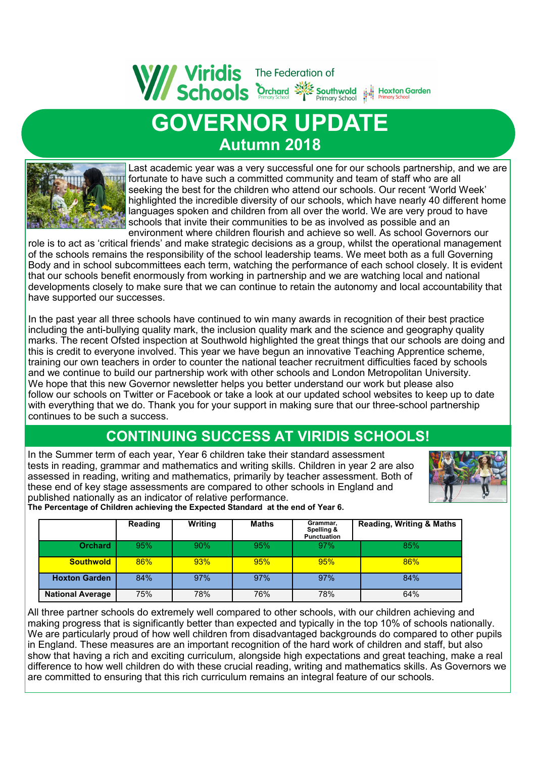Viridis Schools — The Federation of Orchard Primary School, Southwold Primary School, Hoxton Garden Primary School

# GOVERNOR UPDATE
## Autumn 2018

Last academic year was a very successful one for our schools partnership, and we are fortunate to have such a committed community and team of staff who are all seeking the best for the children who attend our schools. Our recent 'World Week' highlighted the incredible diversity of our schools, which have nearly 40 different home languages spoken and children from all over the world. We are very proud to have schools that invite their communities to be as involved as possible and an environment where children flourish and achieve so well. As school Governors our role is to act as 'critical friends' and make strategic decisions as a group, whilst the operational management of the schools remains the responsibility of the school leadership teams. We meet both as a full Governing Body and in school subcommittees each term, watching the performance of each school closely. It is evident that our schools benefit enormously from working in partnership and we are watching local and national developments closely to make sure that we can continue to retain the autonomy and local accountability that have supported our successes.

In the past year all three schools have continued to win many awards in recognition of their best practice including the anti-bullying quality mark, the inclusion quality mark and the science and geography quality marks. The recent Ofsted inspection at Southwold highlighted the great things that our schools are doing and this is credit to everyone involved. This year we have begun an innovative Teaching Apprentice scheme, training our own teachers in order to counter the national teacher recruitment difficulties faced by schools and we continue to build our partnership work with other schools and London Metropolitan University. We hope that this new Governor newsletter helps you better understand our work but please also follow our schools on Twitter or Facebook or take a look at our updated school websites to keep up to date with everything that we do. Thank you for your support in making sure that our three-school partnership continues to be such a success.

## CONTINUING SUCCESS AT VIRIDIS SCHOOLS!

In the Summer term of each year, Year 6 children take their standard assessment tests in reading, grammar and mathematics and writing skills. Children in year 2 are also assessed in reading, writing and mathematics, primarily by teacher assessment. Both of these end of key stage assessments are compared to other schools in England and published nationally as an indicator of relative performance.

**The Percentage of Children achieving the Expected Standard at the end of Year 6.**

| | Reading | Writing | Maths | Grammar, Spelling & Punctuation | Reading, Writing & Maths |
|---|---|---|---|---|---|
| **Orchard** | 95% | 90% | 95% | 97% | 85% |
| **Southwold** | 86% | 93% | 95% | 95% | 86% |
| **Hoxton Garden** | 84% | 97% | 97% | 97% | 84% |
| **National Average** | 75% | 78% | 76% | 78% | 64% |

All three partner schools do extremely well compared to other schools, with our children achieving and making progress that is significantly better than expected and typically in the top 10% of schools nationally. We are particularly proud of how well children from disadvantaged backgrounds do compared to other pupils in England. These measures are an important recognition of the hard work of children and staff, but also show that having a rich and exciting curriculum, alongside high expectations and great teaching, make a real difference to how well children do with these crucial reading, writing and mathematics skills. As Governors we are committed to ensuring that this rich curriculum remains an integral feature of our schools.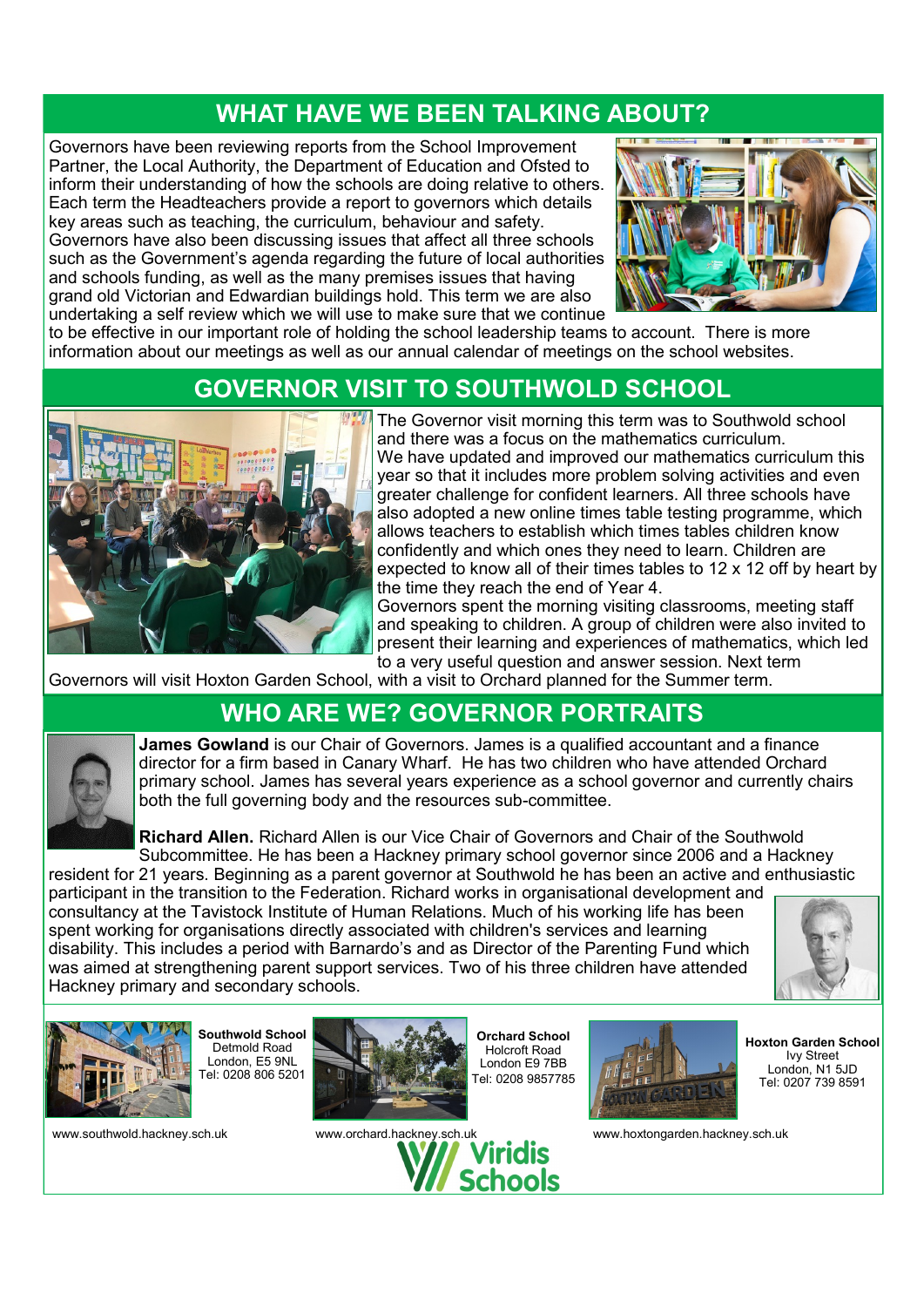## WHAT HAVE WE BEEN TALKING ABOUT?

Governors have been reviewing reports from the School Improvement Partner, the Local Authority, the Department of Education and Ofsted to inform their understanding of how the schools are doing relative to others. Each term the Headteachers provide a report to governors which details key areas such as teaching, the curriculum, behaviour and safety. Governors have also been discussing issues that affect all three schools such as the Government's agenda regarding the future of local authorities and schools funding, as well as the many premises issues that having grand old Victorian and Edwardian buildings hold. This term we are also undertaking a self review which we will use to make sure that we continue to be effective in our important role of holding the school leadership teams to account. There is more information about our meetings as well as our annual calendar of meetings on the school websites.

## GOVERNOR VISIT TO SOUTHWOLD SCHOOL

The Governor visit morning this term was to Southwold school and there was a focus on the mathematics curriculum.

We have updated and improved our mathematics curriculum this year so that it includes more problem solving activities and even greater challenge for confident learners. All three schools have also adopted a new online times table testing programme, which allows teachers to establish which times tables children know confidently and which ones they need to learn. Children are expected to know all of their times tables to 12 x 12 off by heart by the time they reach the end of Year 4.

Governors spent the morning visiting classrooms, meeting staff and speaking to children. A group of children were also invited to present their learning and experiences of mathematics, which led to a very useful question and answer session. Next term Governors will visit Hoxton Garden School, with a visit to Orchard planned for the Summer term.

## WHO ARE WE? GOVERNOR PORTRAITS

**James Gowland** is our Chair of Governors. James is a qualified accountant and a finance director for a firm based in Canary Wharf. He has two children who have attended Orchard primary school. James has several years experience as a school governor and currently chairs both the full governing body and the resources sub-committee.

**Richard Allen.** Richard Allen is our Vice Chair of Governors and Chair of the Southwold Subcommittee. He has been a Hackney primary school governor since 2006 and a Hackney resident for 21 years. Beginning as a parent governor at Southwold he has been an active and enthusiastic participant in the transition to the Federation. Richard works in organisational development and consultancy at the Tavistock Institute of Human Relations. Much of his working life has been spent working for organisations directly associated with children's services and learning disability. This includes a period with Barnardo's and as Director of the Parenting Fund which was aimed at strengthening parent support services. Two of his three children have attended Hackney primary and secondary schools.

**Southwold School**
Detmold Road
London, E5 9NL
Tel: 0208 806 5201
www.southwold.hackney.sch.uk

**Orchard School**
Holcroft Road
London E9 7BB
Tel: 0208 9857785
www.orchard.hackney.sch.uk

**Hoxton Garden School**
Ivy Street
London, N1 5JD
Tel: 0207 739 8591
www.hoxtongarden.hackney.sch.uk

Viridis Schools